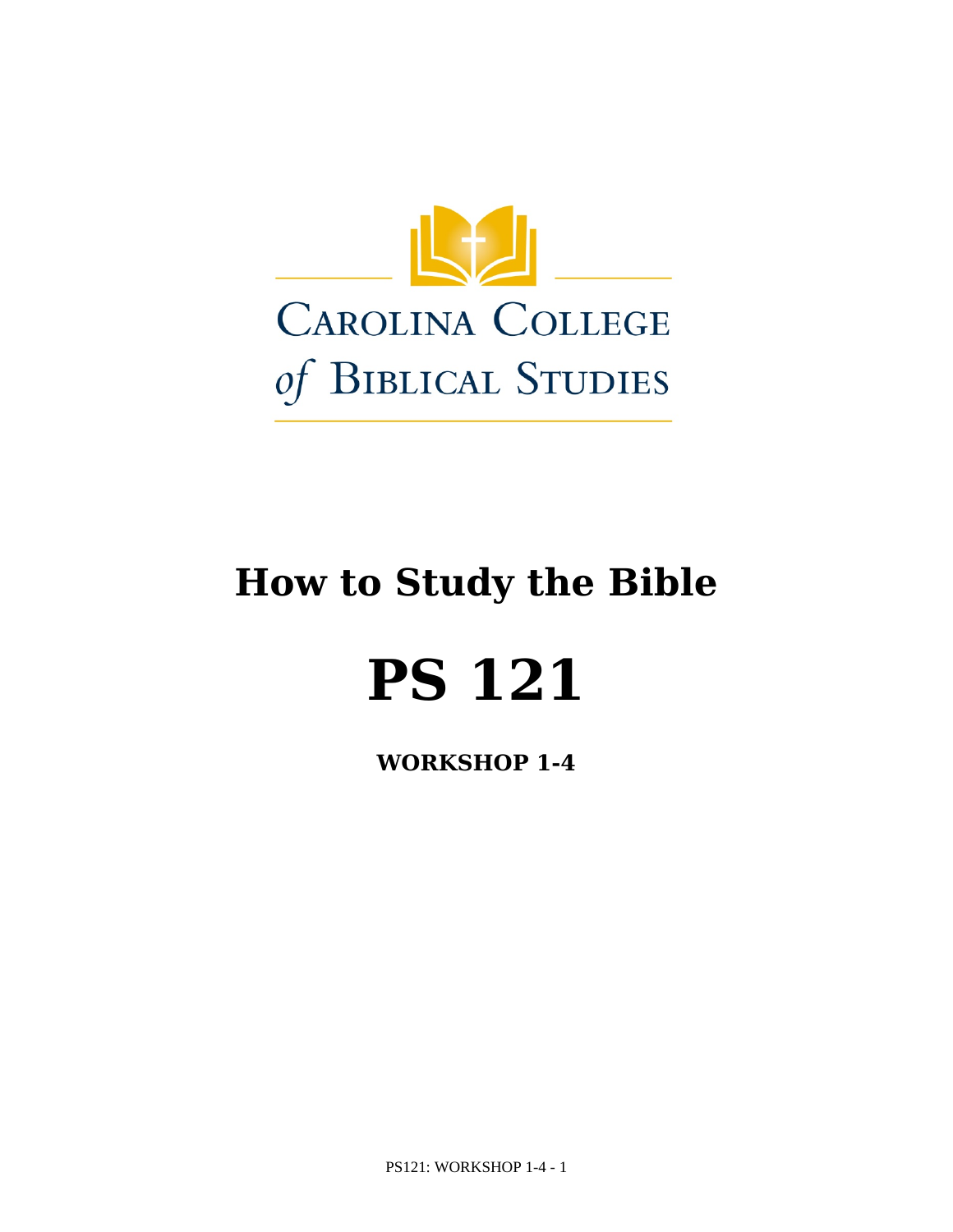Carolina College of Biblical Studies

# How to Study the Bible

# PS 121

**WORKSHOP 1-4**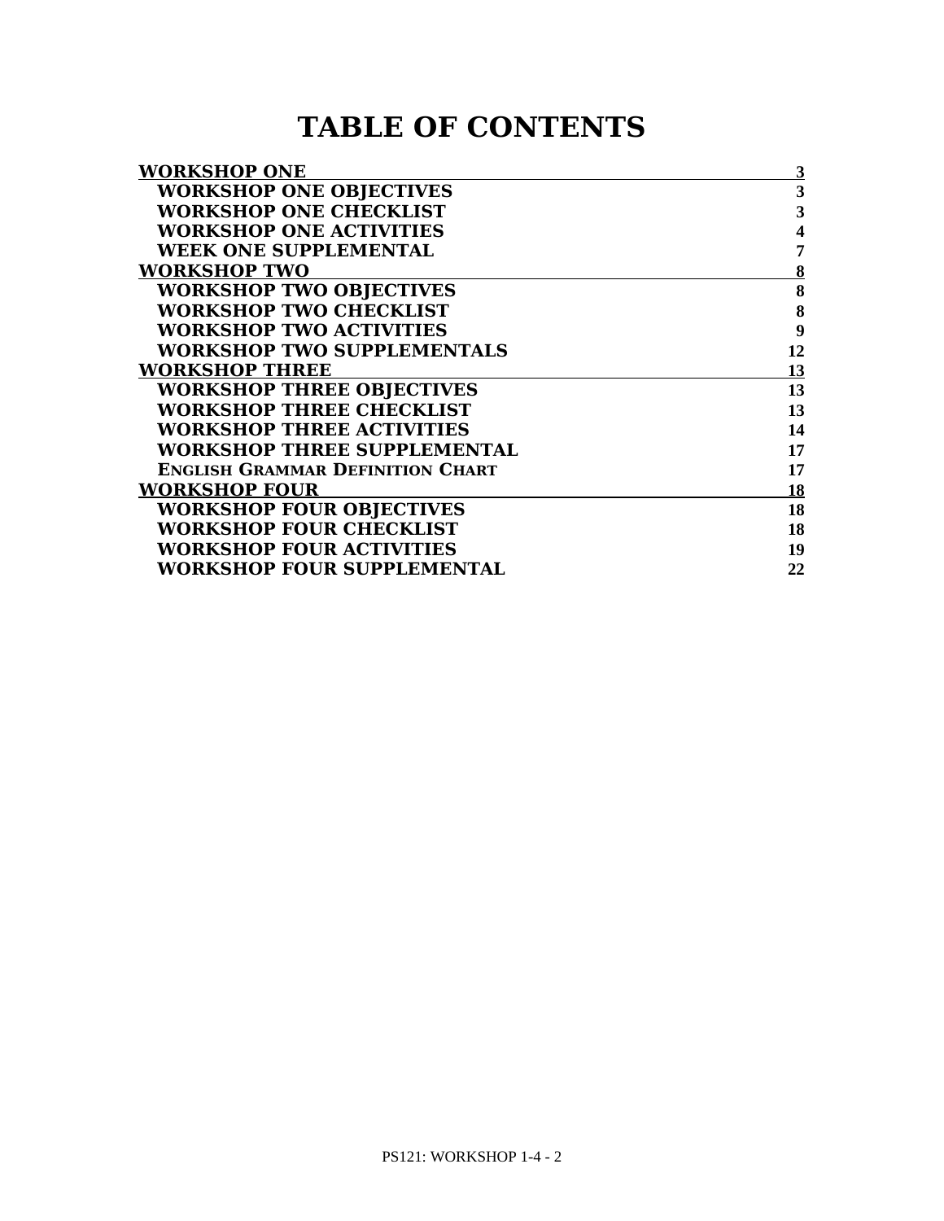# TABLE OF CONTENTS

| | |
|---|---|
| **WORKSHOP ONE** | **3** |
| **WORKSHOP ONE OBJECTIVES** | **3** |
| **WORKSHOP ONE CHECKLIST** | **3** |
| **WORKSHOP ONE ACTIVITIES** | **4** |
| **WEEK ONE SUPPLEMENTAL** | **7** |
| **WORKSHOP TWO** | **8** |
| **WORKSHOP TWO OBJECTIVES** | **8** |
| **WORKSHOP TWO CHECKLIST** | **8** |
| **WORKSHOP TWO ACTIVITIES** | **9** |
| **WORKSHOP TWO SUPPLEMENTALS** | **12** |
| **WORKSHOP THREE** | **13** |
| **WORKSHOP THREE OBJECTIVES** | **13** |
| **WORKSHOP THREE CHECKLIST** | **13** |
| **WORKSHOP THREE ACTIVITIES** | **14** |
| **WORKSHOP THREE SUPPLEMENTAL** | **17** |
| **ENGLISH GRAMMAR DEFINITION CHART** | **17** |
| **WORKSHOP FOUR** | **18** |
| **WORKSHOP FOUR OBJECTIVES** | **18** |
| **WORKSHOP FOUR CHECKLIST** | **18** |
| **WORKSHOP FOUR ACTIVITIES** | **19** |
| **WORKSHOP FOUR SUPPLEMENTAL** | **22** |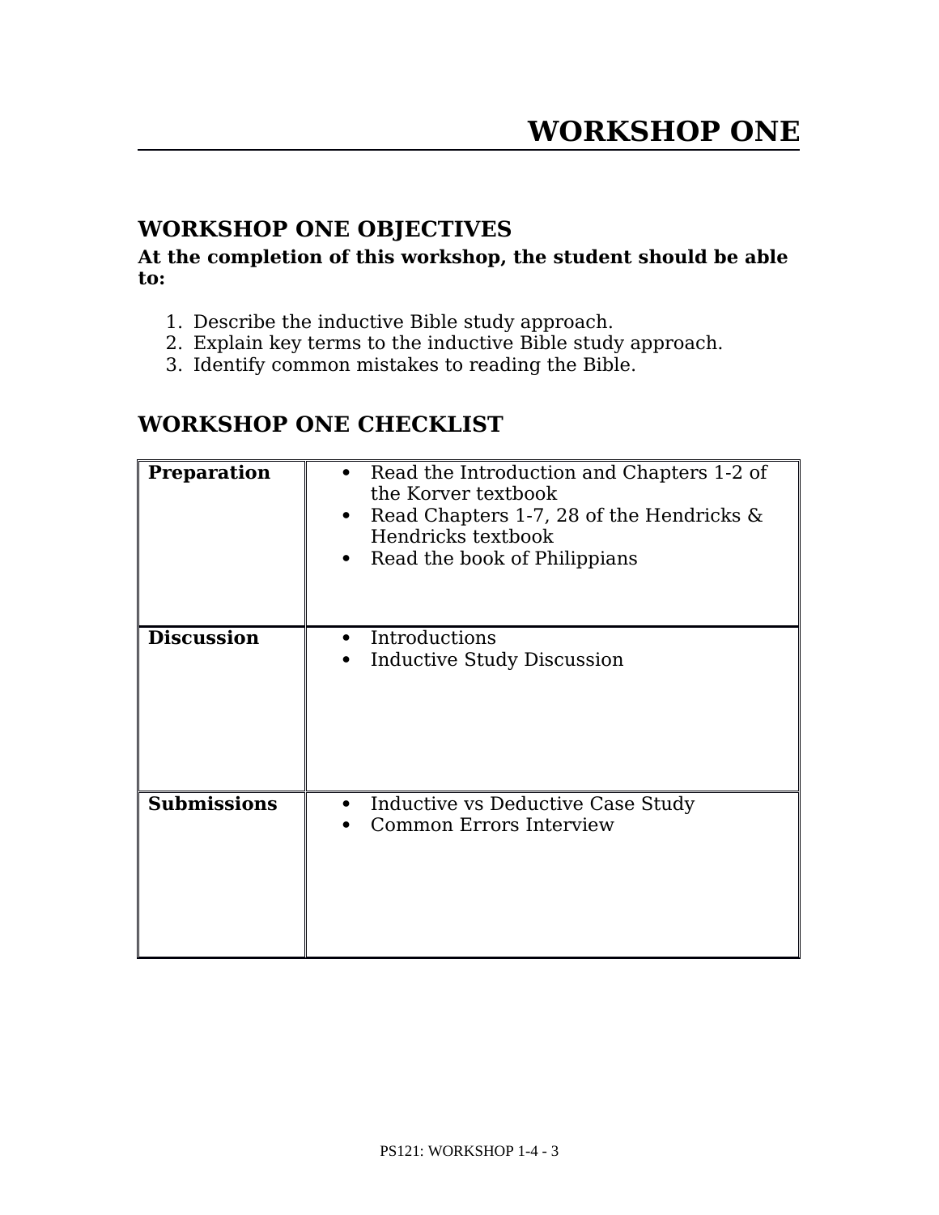# WORKSHOP ONE

## WORKSHOP ONE OBJECTIVES

**At the completion of this workshop, the student should be able to:**

1. Describe the inductive Bible study approach.
2. Explain key terms to the inductive Bible study approach.
3. Identify common mistakes to reading the Bible.

## WORKSHOP ONE CHECKLIST

| | |
|---|---|
| **Preparation** | • Read the Introduction and Chapters 1-2 of the Korver textbook<br>• Read Chapters 1-7, 28 of the Hendricks & Hendricks textbook<br>• Read the book of Philippians |
| **Discussion** | • Introductions<br>• Inductive Study Discussion |
| **Submissions** | • Inductive vs Deductive Case Study<br>• Common Errors Interview |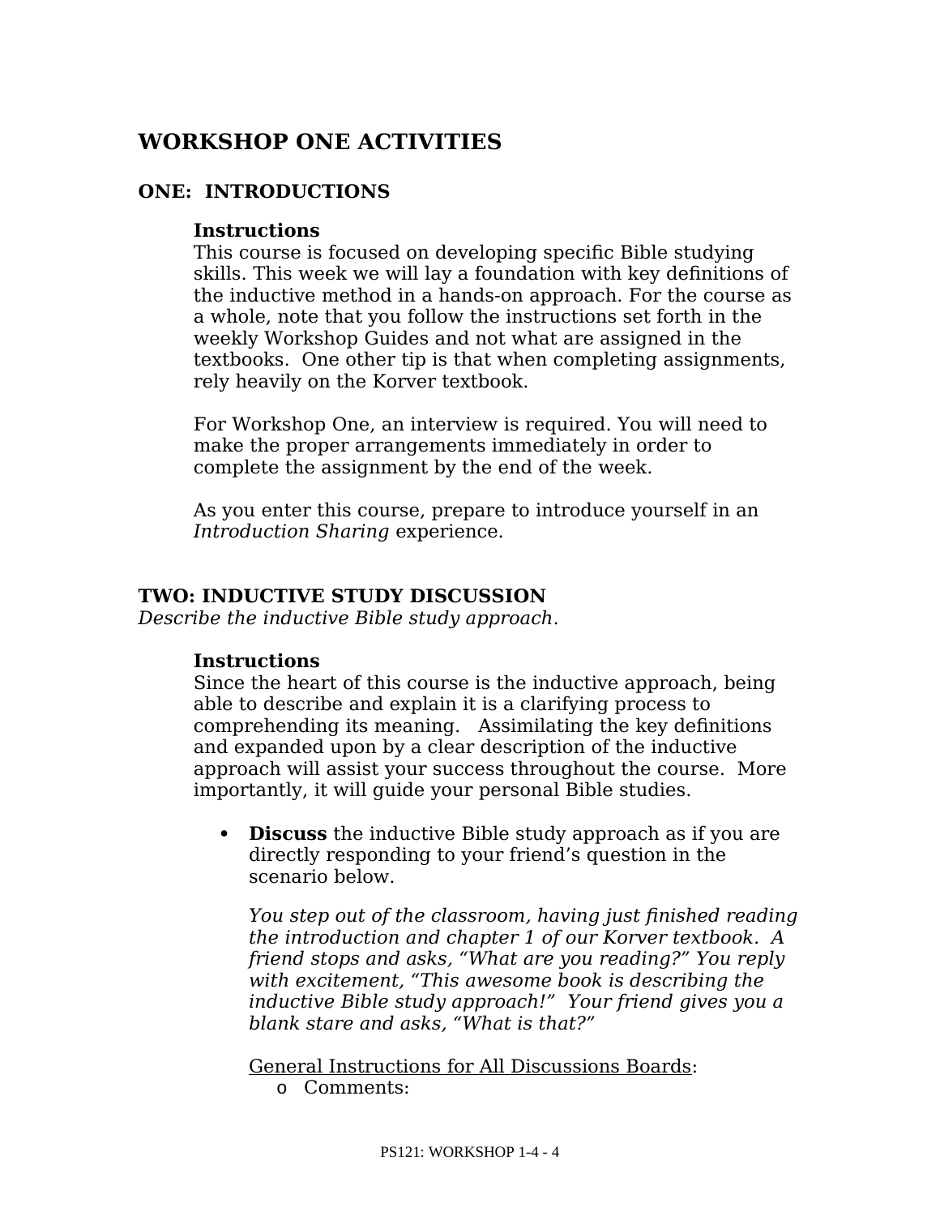## WORKSHOP ONE ACTIVITIES

### ONE: INTRODUCTIONS

**Instructions**

This course is focused on developing specific Bible studying skills. This week we will lay a foundation with key definitions of the inductive method in a hands-on approach. For the course as a whole, note that you follow the instructions set forth in the weekly Workshop Guides and not what are assigned in the textbooks. One other tip is that when completing assignments, rely heavily on the Korver textbook.

For Workshop One, an interview is required. You will need to make the proper arrangements immediately in order to complete the assignment by the end of the week.

As you enter this course, prepare to introduce yourself in an *Introduction Sharing* experience.

### TWO: INDUCTIVE STUDY DISCUSSION

*Describe the inductive Bible study approach.*

**Instructions**

Since the heart of this course is the inductive approach, being able to describe and explain it is a clarifying process to comprehending its meaning. Assimilating the key definitions and expanded upon by a clear description of the inductive approach will assist your success throughout the course. More importantly, it will guide your personal Bible studies.

- **Discuss** the inductive Bible study approach as if you are directly responding to your friend's question in the scenario below.

  *You step out of the classroom, having just finished reading the introduction and chapter 1 of our Korver textbook. A friend stops and asks, "What are you reading?" You reply with excitement, "This awesome book is describing the inductive Bible study approach!" Your friend gives you a blank stare and asks, "What is that?"*

  <u>General Instructions for All Discussions Boards</u>:

  - Comments: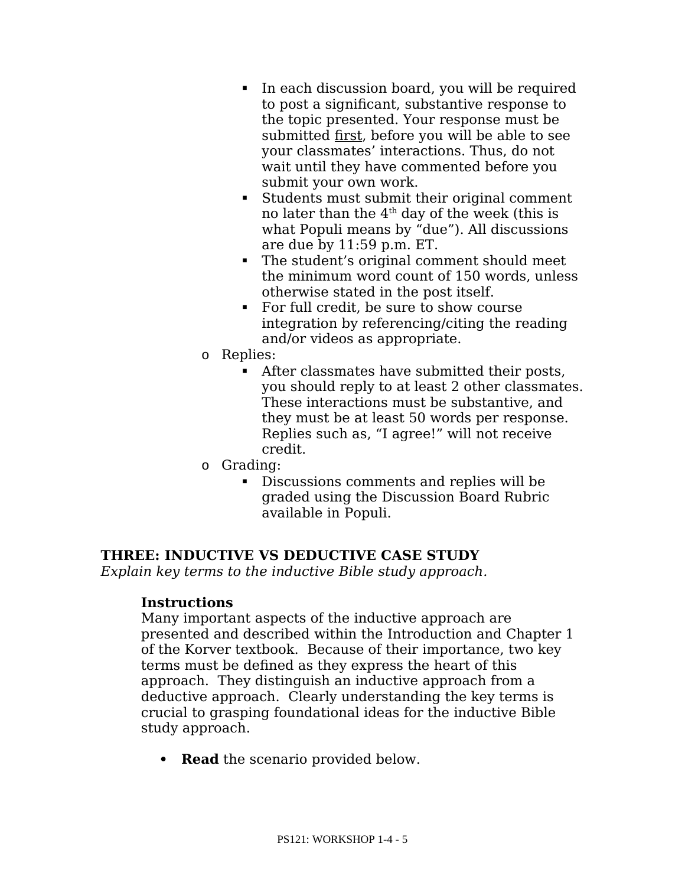- In each discussion board, you will be required to post a significant, substantive response to the topic presented. Your response must be submitted <u>first</u>, before you will be able to see your classmates' interactions. Thus, do not wait until they have commented before you submit your own work.
        - Students must submit their original comment no later than the 4th day of the week (this is what Populi means by "due"). All discussions are due by 11:59 p.m. ET.
        - The student's original comment should meet the minimum word count of 150 words, unless otherwise stated in the post itself.
        - For full credit, be sure to show course integration by referencing/citing the reading and/or videos as appropriate.
    - Replies:
        - After classmates have submitted their posts, you should reply to at least 2 other classmates. These interactions must be substantive, and they must be at least 50 words per response. Replies such as, "I agree!" will not receive credit.
    - Grading:
        - Discussions comments and replies will be graded using the Discussion Board Rubric available in Populi.

**THREE: INDUCTIVE VS DEDUCTIVE CASE STUDY**
*Explain key terms to the inductive Bible study approach.*

**Instructions**

Many important aspects of the inductive approach are presented and described within the Introduction and Chapter 1 of the Korver textbook. Because of their importance, two key terms must be defined as they express the heart of this approach. They distinguish an inductive approach from a deductive approach. Clearly understanding the key terms is crucial to grasping foundational ideas for the inductive Bible study approach.

- **Read** the scenario provided below.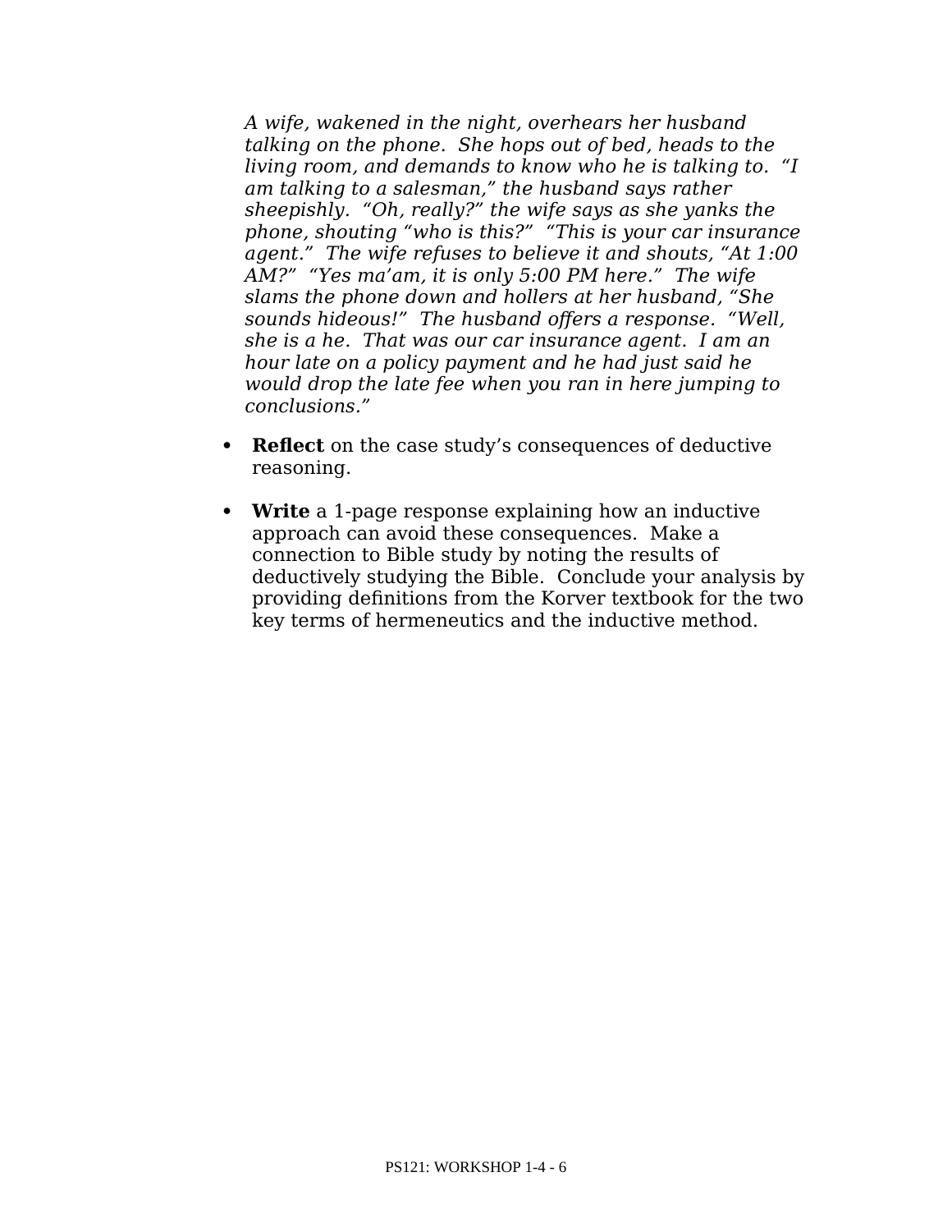*A wife, wakened in the night, overhears her husband talking on the phone. She hops out of bed, heads to the living room, and demands to know who he is talking to. "I am talking to a salesman," the husband says rather sheepishly. "Oh, really?" the wife says as she yanks the phone, shouting "who is this?" "This is your car insurance agent." The wife refuses to believe it and shouts, "At 1:00 AM?" "Yes ma'am, it is only 5:00 PM here." The wife slams the phone down and hollers at her husband, "She sounds hideous!" The husband offers a response. "Well, she is a he. That was our car insurance agent. I am an hour late on a policy payment and he had just said he would drop the late fee when you ran in here jumping to conclusions."*

- **Reflect** on the case study's consequences of deductive reasoning.
- **Write** a 1-page response explaining how an inductive approach can avoid these consequences. Make a connection to Bible study by noting the results of deductively studying the Bible. Conclude your analysis by providing definitions from the Korver textbook for the two key terms of hermeneutics and the inductive method.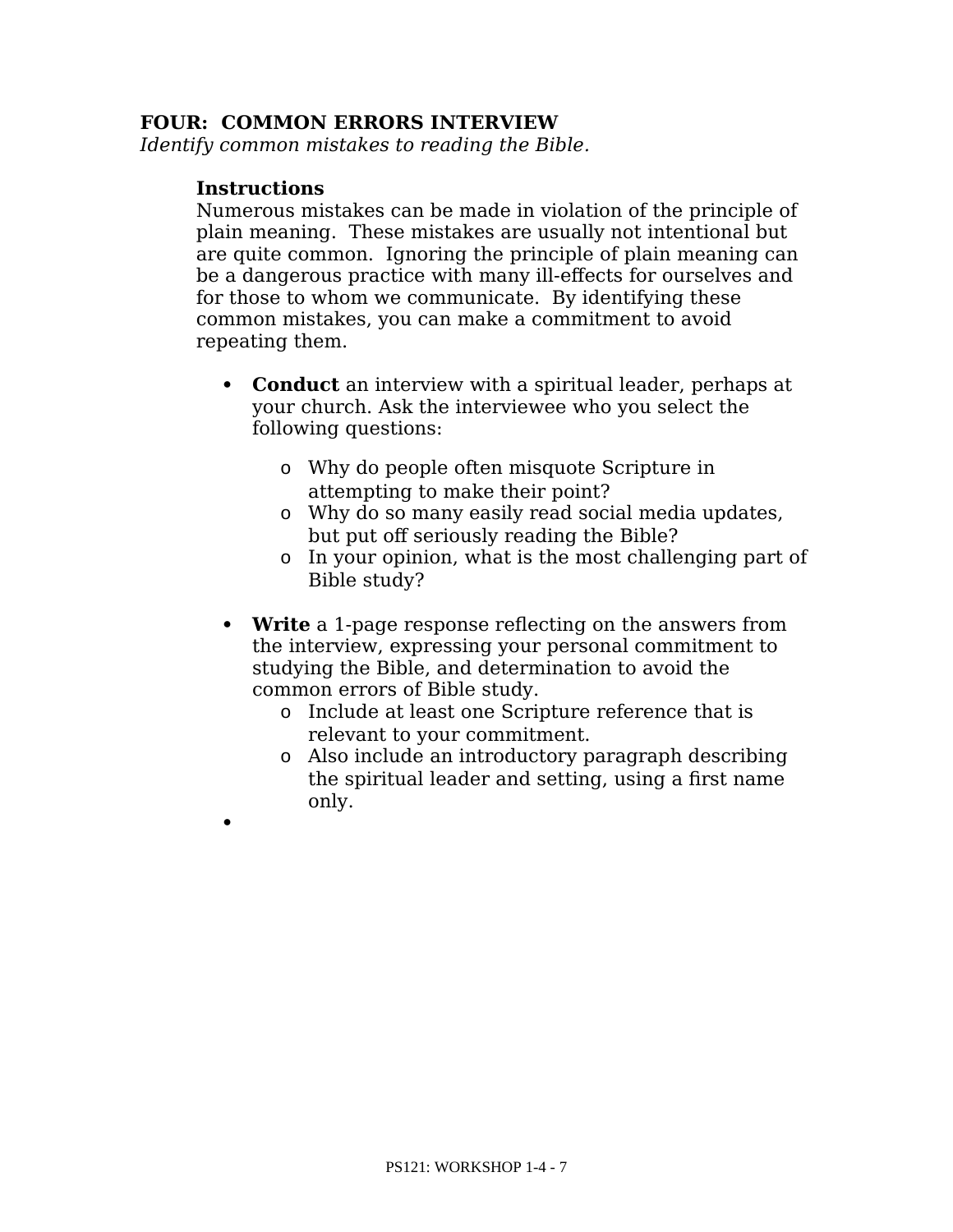**FOUR: COMMON ERRORS INTERVIEW**

*Identify common mistakes to reading the Bible.*

**Instructions**

Numerous mistakes can be made in violation of the principle of plain meaning. These mistakes are usually not intentional but are quite common. Ignoring the principle of plain meaning can be a dangerous practice with many ill-effects for ourselves and for those to whom we communicate. By identifying these common mistakes, you can make a commitment to avoid repeating them.

- **Conduct** an interview with a spiritual leader, perhaps at your church. Ask the interviewee who you select the following questions:
    - Why do people often misquote Scripture in attempting to make their point?
    - Why do so many easily read social media updates, but put off seriously reading the Bible?
    - In your opinion, what is the most challenging part of Bible study?
- **Write** a 1-page response reflecting on the answers from the interview, expressing your personal commitment to studying the Bible, and determination to avoid the common errors of Bible study.
    - Include at least one Scripture reference that is relevant to your commitment.
    - Also include an introductory paragraph describing the spiritual leader and setting, using a first name only.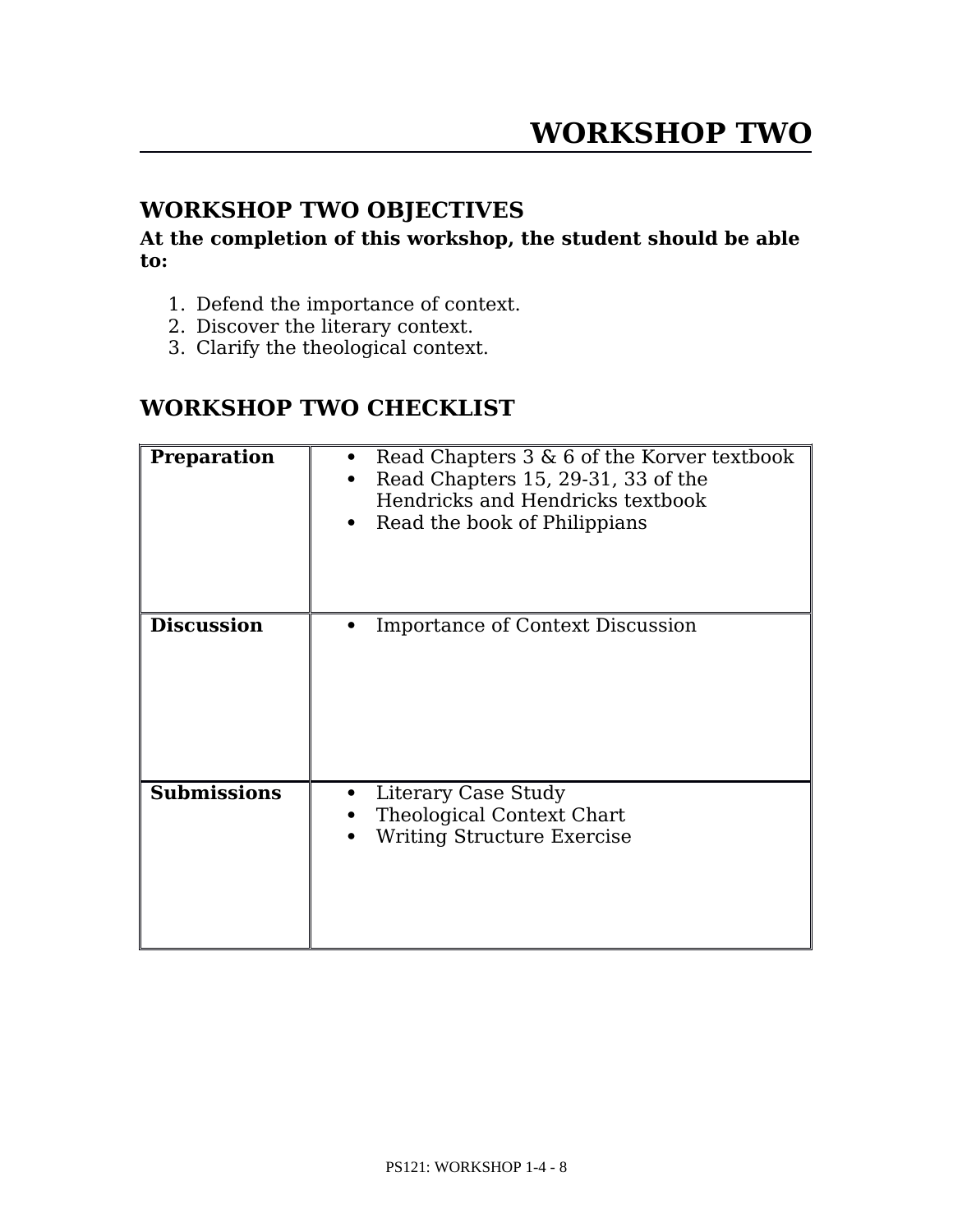# WORKSHOP TWO

## WORKSHOP TWO OBJECTIVES

**At the completion of this workshop, the student should be able to:**

1. Defend the importance of context.
2. Discover the literary context.
3. Clarify the theological context.

## WORKSHOP TWO CHECKLIST

| | |
|---|---|
| **Preparation** | • Read Chapters 3 & 6 of the Korver textbook<br>• Read Chapters 15, 29-31, 33 of the Hendricks and Hendricks textbook<br>• Read the book of Philippians |
| **Discussion** | • Importance of Context Discussion |
| **Submissions** | • Literary Case Study<br>• Theological Context Chart<br>• Writing Structure Exercise |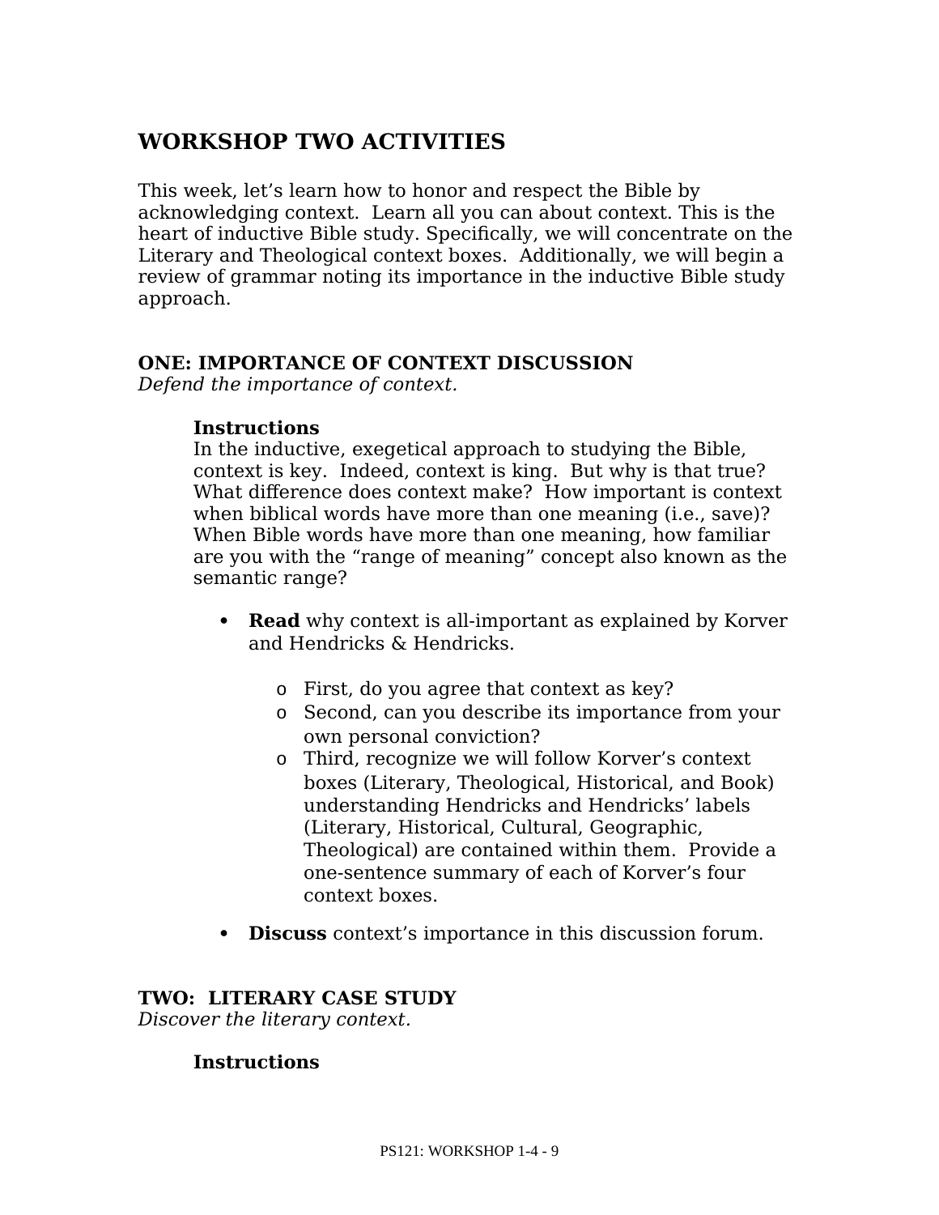## WORKSHOP TWO ACTIVITIES

This week, let's learn how to honor and respect the Bible by acknowledging context. Learn all you can about context. This is the heart of inductive Bible study. Specifically, we will concentrate on the Literary and Theological context boxes. Additionally, we will begin a review of grammar noting its importance in the inductive Bible study approach.

### ONE: IMPORTANCE OF CONTEXT DISCUSSION

*Defend the importance of context.*

**Instructions**

In the inductive, exegetical approach to studying the Bible, context is key. Indeed, context is king. But why is that true? What difference does context make? How important is context when biblical words have more than one meaning (i.e., save)? When Bible words have more than one meaning, how familiar are you with the "range of meaning" concept also known as the semantic range?

- **Read** why context is all-important as explained by Korver and Hendricks & Hendricks.
  - First, do you agree that context as key?
  - Second, can you describe its importance from your own personal conviction?
  - Third, recognize we will follow Korver's context boxes (Literary, Theological, Historical, and Book) understanding Hendricks and Hendricks' labels (Literary, Historical, Cultural, Geographic, Theological) are contained within them. Provide a one-sentence summary of each of Korver's four context boxes.
- **Discuss** context's importance in this discussion forum.

### TWO: LITERARY CASE STUDY

*Discover the literary context.*

**Instructions**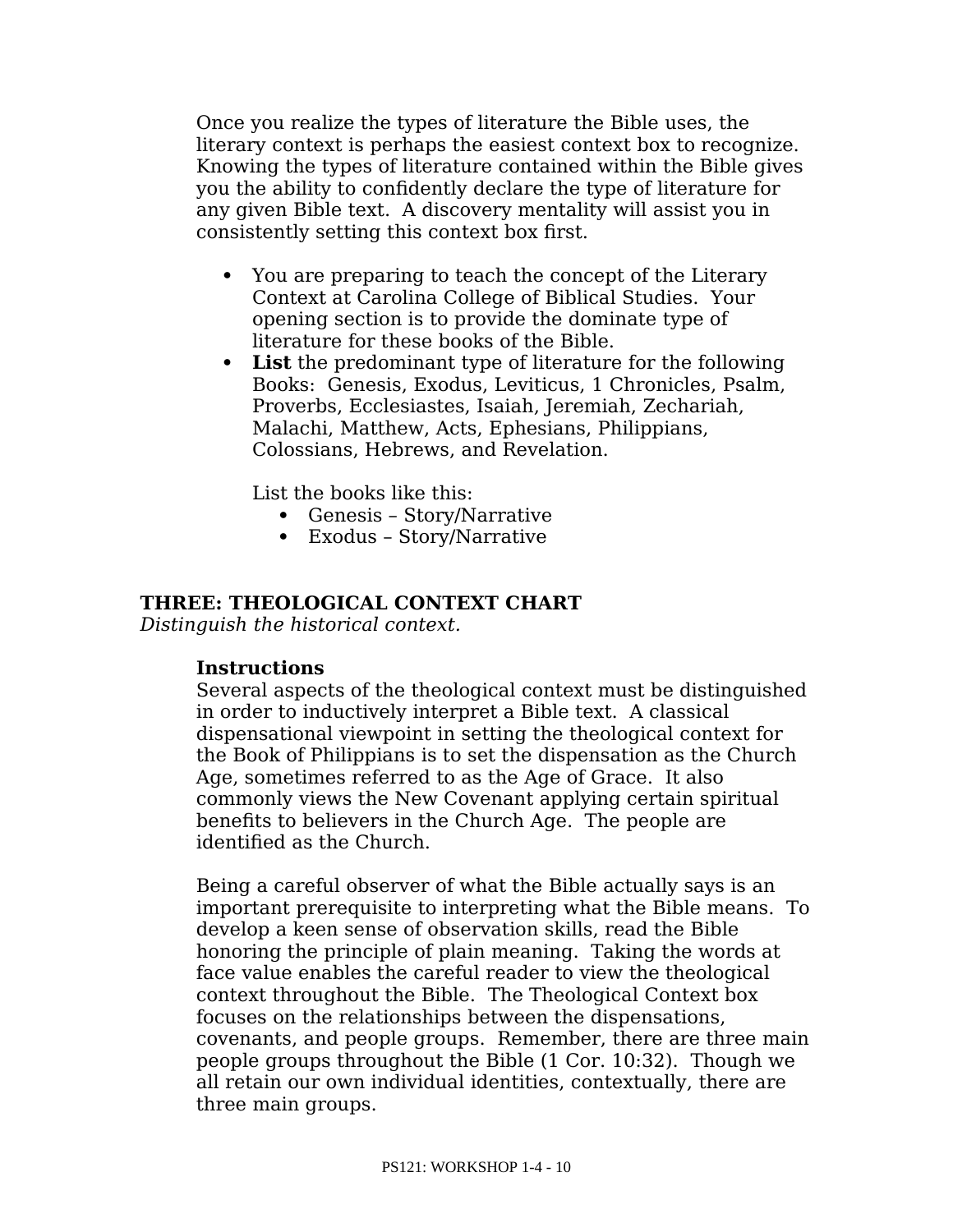Once you realize the types of literature the Bible uses, the literary context is perhaps the easiest context box to recognize. Knowing the types of literature contained within the Bible gives you the ability to confidently declare the type of literature for any given Bible text. A discovery mentality will assist you in consistently setting this context box first.

- You are preparing to teach the concept of the Literary Context at Carolina College of Biblical Studies. Your opening section is to provide the dominate type of literature for these books of the Bible.
- **List** the predominant type of literature for the following Books: Genesis, Exodus, Leviticus, 1 Chronicles, Psalm, Proverbs, Ecclesiastes, Isaiah, Jeremiah, Zechariah, Malachi, Matthew, Acts, Ephesians, Philippians, Colossians, Hebrews, and Revelation.

  List the books like this:
    - Genesis – Story/Narrative
    - Exodus – Story/Narrative

## THREE: THEOLOGICAL CONTEXT CHART

*Distinguish the historical context.*

### Instructions

Several aspects of the theological context must be distinguished in order to inductively interpret a Bible text. A classical dispensational viewpoint in setting the theological context for the Book of Philippians is to set the dispensation as the Church Age, sometimes referred to as the Age of Grace. It also commonly views the New Covenant applying certain spiritual benefits to believers in the Church Age. The people are identified as the Church.

Being a careful observer of what the Bible actually says is an important prerequisite to interpreting what the Bible means. To develop a keen sense of observation skills, read the Bible honoring the principle of plain meaning. Taking the words at face value enables the careful reader to view the theological context throughout the Bible. The Theological Context box focuses on the relationships between the dispensations, covenants, and people groups. Remember, there are three main people groups throughout the Bible (1 Cor. 10:32). Though we all retain our own individual identities, contextually, there are three main groups.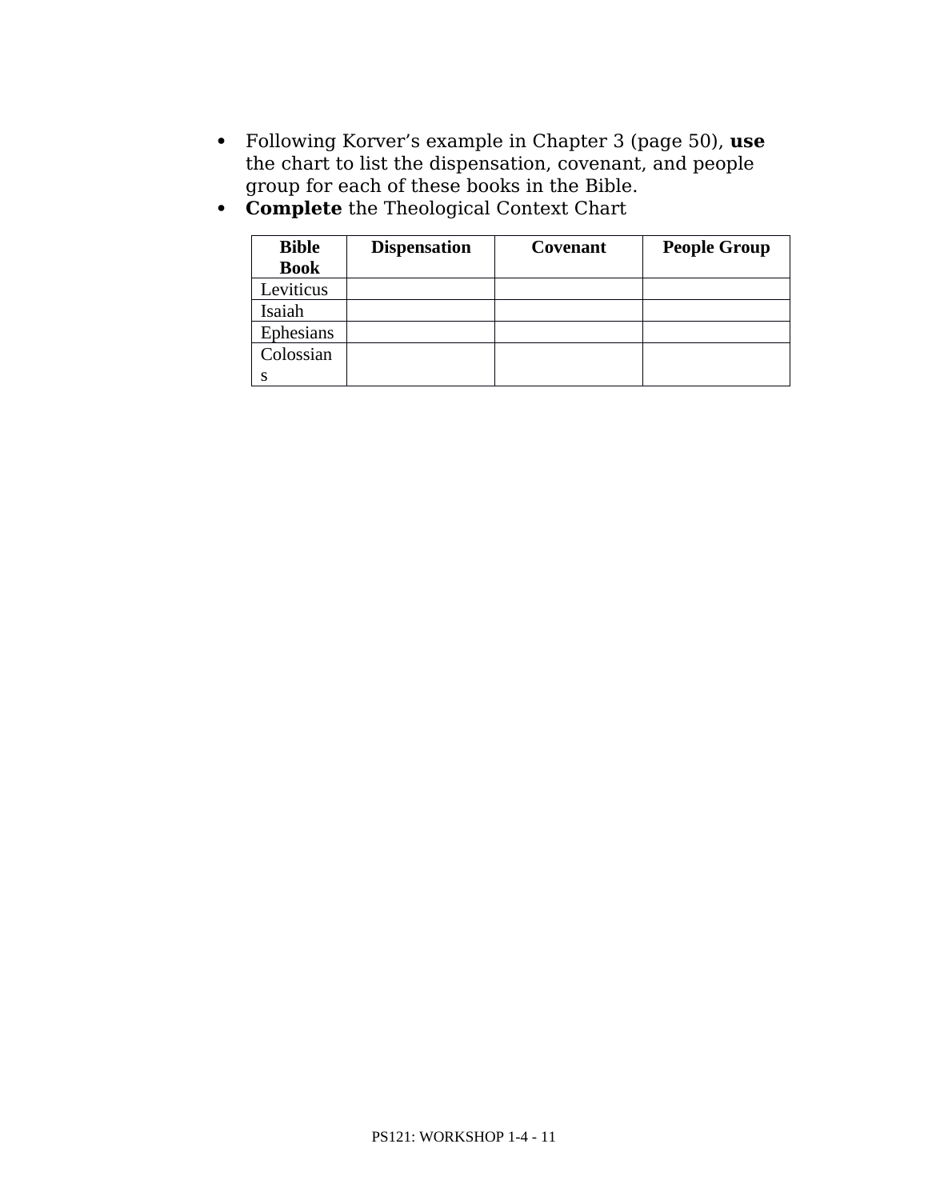- Following Korver's example in Chapter 3 (page 50), **use** the chart to list the dispensation, covenant, and people group for each of these books in the Bible.
- **Complete** the Theological Context Chart

| Bible Book | Dispensation | Covenant | People Group |
|---|---|---|---|
| Leviticus | | | |
| Isaiah | | | |
| Ephesians | | | |
| Colossians | | | |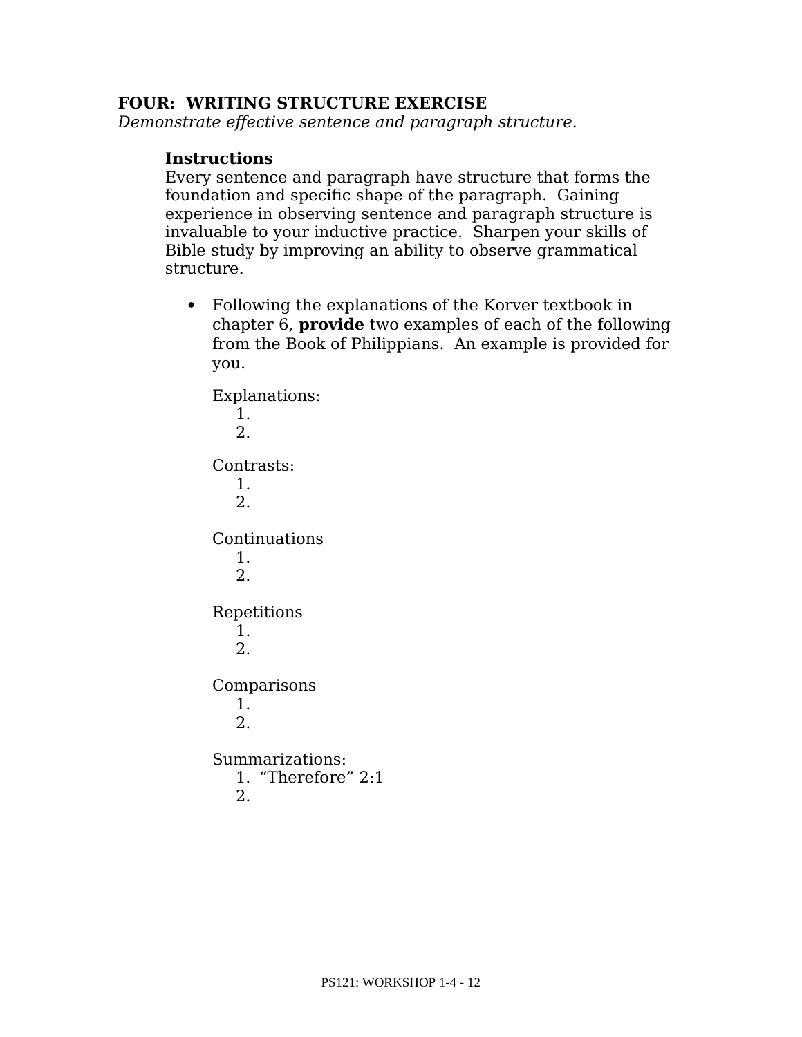**FOUR:  WRITING STRUCTURE EXERCISE**
*Demonstrate effective sentence and paragraph structure.*

**Instructions**
Every sentence and paragraph have structure that forms the foundation and specific shape of the paragraph.  Gaining experience in observing sentence and paragraph structure is invaluable to your inductive practice.  Sharpen your skills of Bible study by improving an ability to observe grammatical structure.

- Following the explanations of the Korver textbook in chapter 6, **provide** two examples of each of the following from the Book of Philippians.  An example is provided for you.

  Explanations:
  1.
  2.

  Contrasts:
  1.
  2.

  Continuations
  1.
  2.

  Repetitions
  1.
  2.

  Comparisons
  1.
  2.

  Summarizations:
  1. “Therefore” 2:1
  2.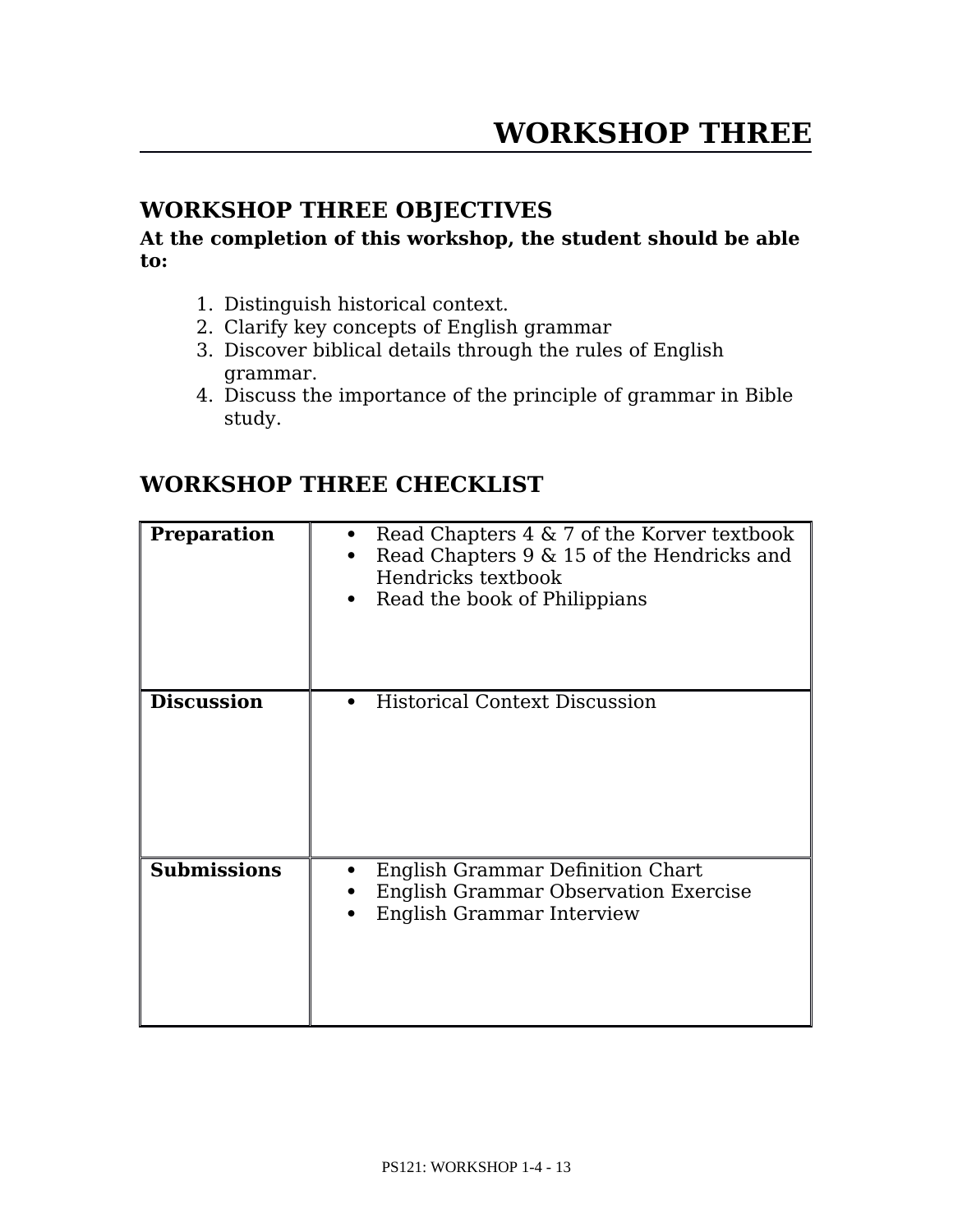# WORKSHOP THREE

## WORKSHOP THREE OBJECTIVES

**At the completion of this workshop, the student should be able to:**

1. Distinguish historical context.
2. Clarify key concepts of English grammar
3. Discover biblical details through the rules of English grammar.
4. Discuss the importance of the principle of grammar in Bible study.

## WORKSHOP THREE CHECKLIST

| | |
|---|---|
| **Preparation** | • Read Chapters 4 & 7 of the Korver textbook<br>• Read Chapters 9 & 15 of the Hendricks and Hendricks textbook<br>• Read the book of Philippians |
| **Discussion** | • Historical Context Discussion |
| **Submissions** | • English Grammar Definition Chart<br>• English Grammar Observation Exercise<br>• English Grammar Interview |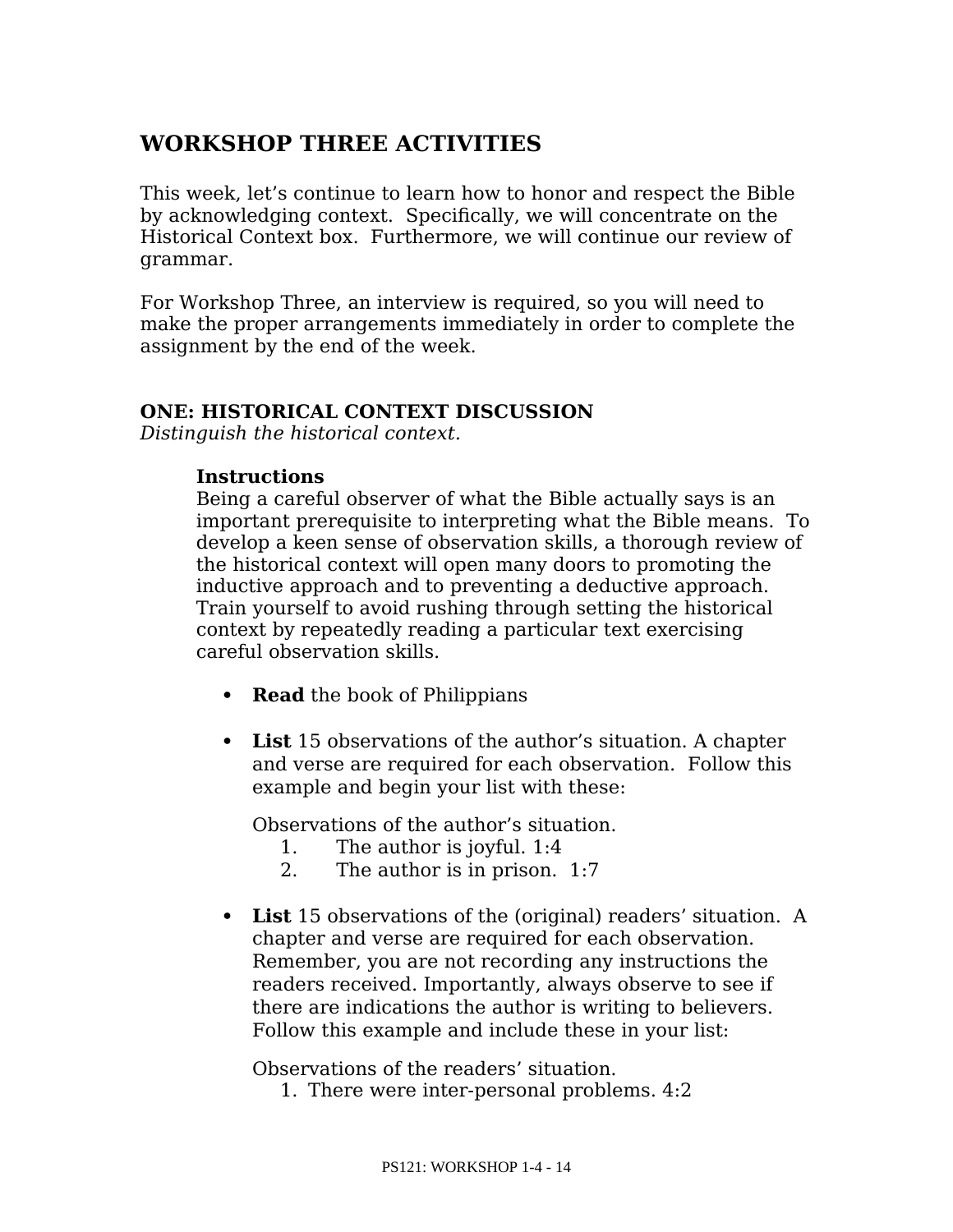## WORKSHOP THREE ACTIVITIES

This week, let's continue to learn how to honor and respect the Bible by acknowledging context. Specifically, we will concentrate on the Historical Context box. Furthermore, we will continue our review of grammar.

For Workshop Three, an interview is required, so you will need to make the proper arrangements immediately in order to complete the assignment by the end of the week.

### ONE: HISTORICAL CONTEXT DISCUSSION

*Distinguish the historical context.*

**Instructions**

Being a careful observer of what the Bible actually says is an important prerequisite to interpreting what the Bible means. To develop a keen sense of observation skills, a thorough review of the historical context will open many doors to promoting the inductive approach and to preventing a deductive approach. Train yourself to avoid rushing through setting the historical context by repeatedly reading a particular text exercising careful observation skills.

- **Read** the book of Philippians

- **List** 15 observations of the author's situation. A chapter and verse are required for each observation. Follow this example and begin your list with these:

  Observations of the author's situation.
  1. The author is joyful. 1:4
  2. The author is in prison. 1:7

- **List** 15 observations of the (original) readers' situation. A chapter and verse are required for each observation. Remember, you are not recording any instructions the readers received. Importantly, always observe to see if there are indications the author is writing to believers. Follow this example and include these in your list:

  Observations of the readers' situation.
  1. There were inter-personal problems. 4:2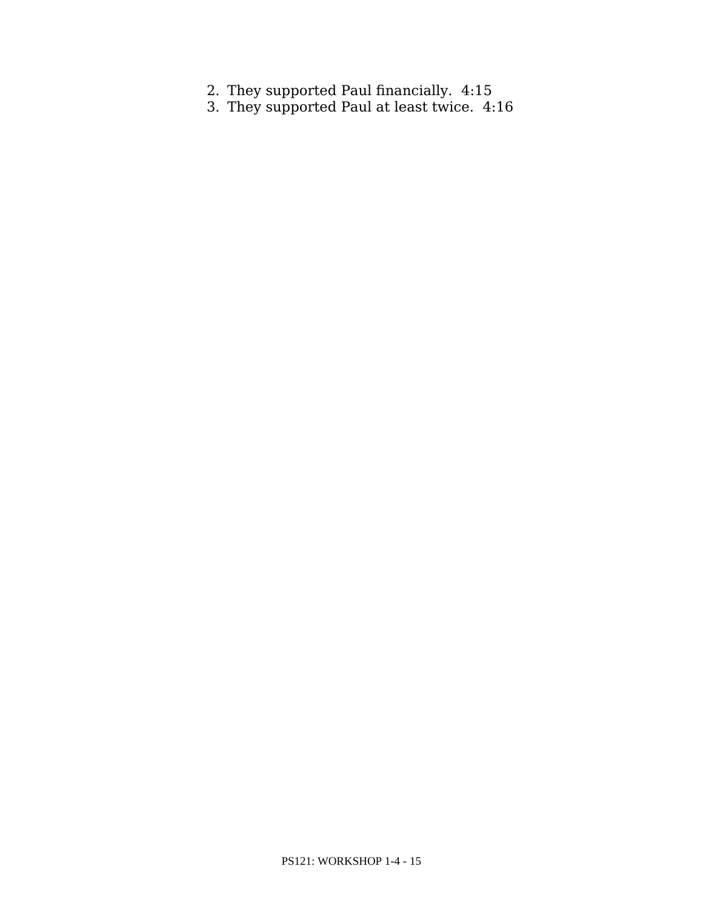2. They supported Paul financially. 4:15
3. They supported Paul at least twice. 4:16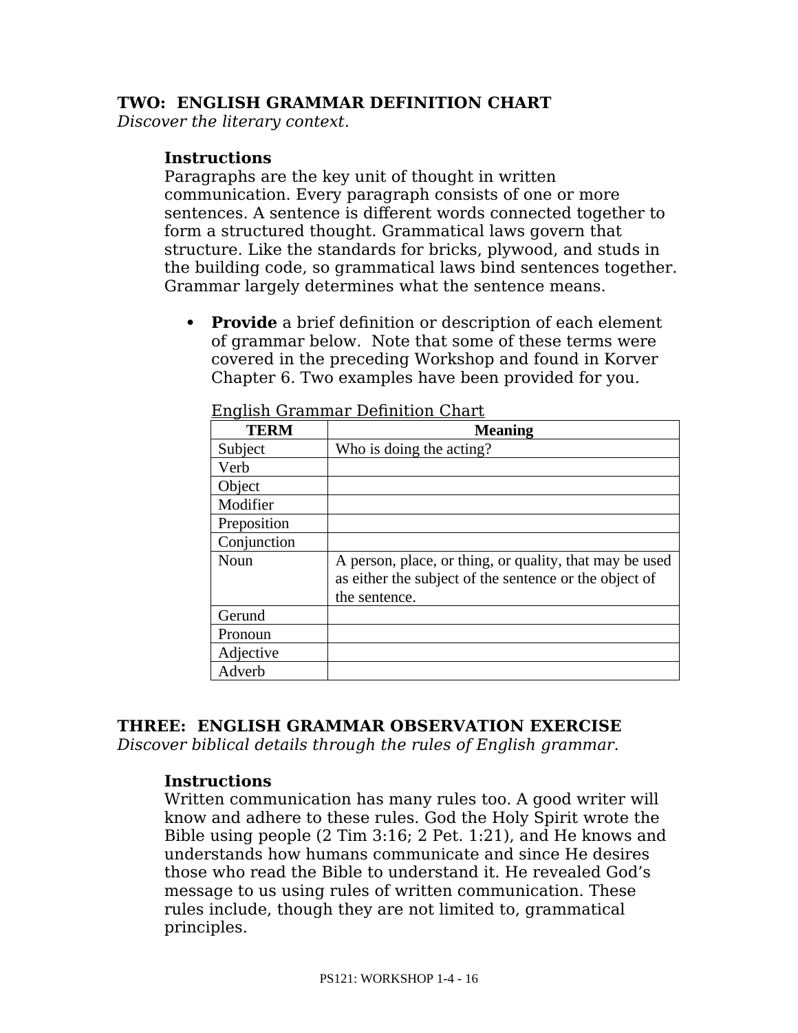## TWO: ENGLISH GRAMMAR DEFINITION CHART

*Discover the literary context.*

### Instructions

Paragraphs are the key unit of thought in written communication. Every paragraph consists of one or more sentences. A sentence is different words connected together to form a structured thought. Grammatical laws govern that structure. Like the standards for bricks, plywood, and studs in the building code, so grammatical laws bind sentences together. Grammar largely determines what the sentence means.

- **Provide** a brief definition or description of each element of grammar below. Note that some of these terms were covered in the preceding Workshop and found in Korver Chapter 6. Two examples have been provided for you.

English Grammar Definition Chart

| TERM | Meaning |
|---|---|
| Subject | Who is doing the acting? |
| Verb | |
| Object | |
| Modifier | |
| Preposition | |
| Conjunction | |
| Noun | A person, place, or thing, or quality, that may be used as either the subject of the sentence or the object of the sentence. |
| Gerund | |
| Pronoun | |
| Adjective | |
| Adverb | |

## THREE: ENGLISH GRAMMAR OBSERVATION EXERCISE

*Discover biblical details through the rules of English grammar.*

### Instructions

Written communication has many rules too. A good writer will know and adhere to these rules. God the Holy Spirit wrote the Bible using people (2 Tim 3:16; 2 Pet. 1:21), and He knows and understands how humans communicate and since He desires those who read the Bible to understand it. He revealed God's message to us using rules of written communication. These rules include, though they are not limited to, grammatical principles.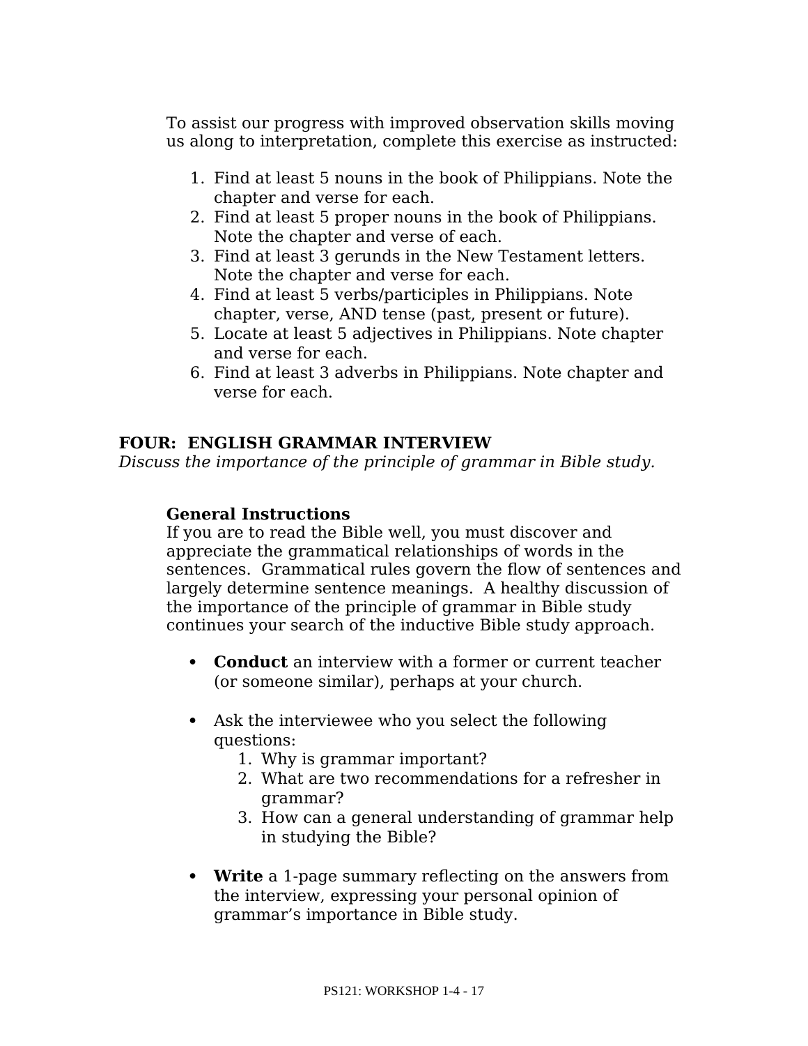To assist our progress with improved observation skills moving us along to interpretation, complete this exercise as instructed:

1. Find at least 5 nouns in the book of Philippians. Note the chapter and verse for each.
2. Find at least 5 proper nouns in the book of Philippians. Note the chapter and verse of each.
3. Find at least 3 gerunds in the New Testament letters. Note the chapter and verse for each.
4. Find at least 5 verbs/participles in Philippians. Note chapter, verse, AND tense (past, present or future).
5. Locate at least 5 adjectives in Philippians. Note chapter and verse for each.
6. Find at least 3 adverbs in Philippians. Note chapter and verse for each.

## FOUR:  ENGLISH GRAMMAR INTERVIEW

*Discuss the importance of the principle of grammar in Bible study.*

### General Instructions

If you are to read the Bible well, you must discover and appreciate the grammatical relationships of words in the sentences.  Grammatical rules govern the flow of sentences and largely determine sentence meanings.  A healthy discussion of the importance of the principle of grammar in Bible study continues your search of the inductive Bible study approach.

- **Conduct** an interview with a former or current teacher (or someone similar), perhaps at your church.

- Ask the interviewee who you select the following questions:
  1. Why is grammar important?
  2. What are two recommendations for a refresher in grammar?
  3. How can a general understanding of grammar help in studying the Bible?

- **Write** a 1-page summary reflecting on the answers from the interview, expressing your personal opinion of grammar's importance in Bible study.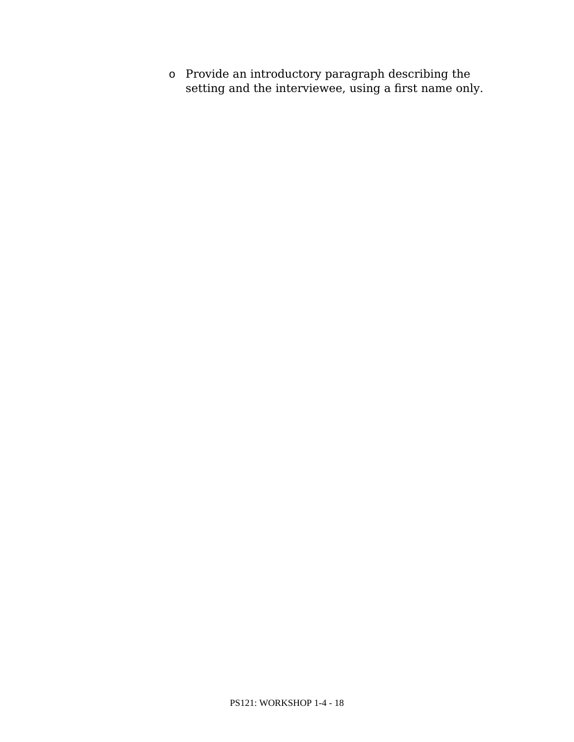- Provide an introductory paragraph describing the setting and the interviewee, using a first name only.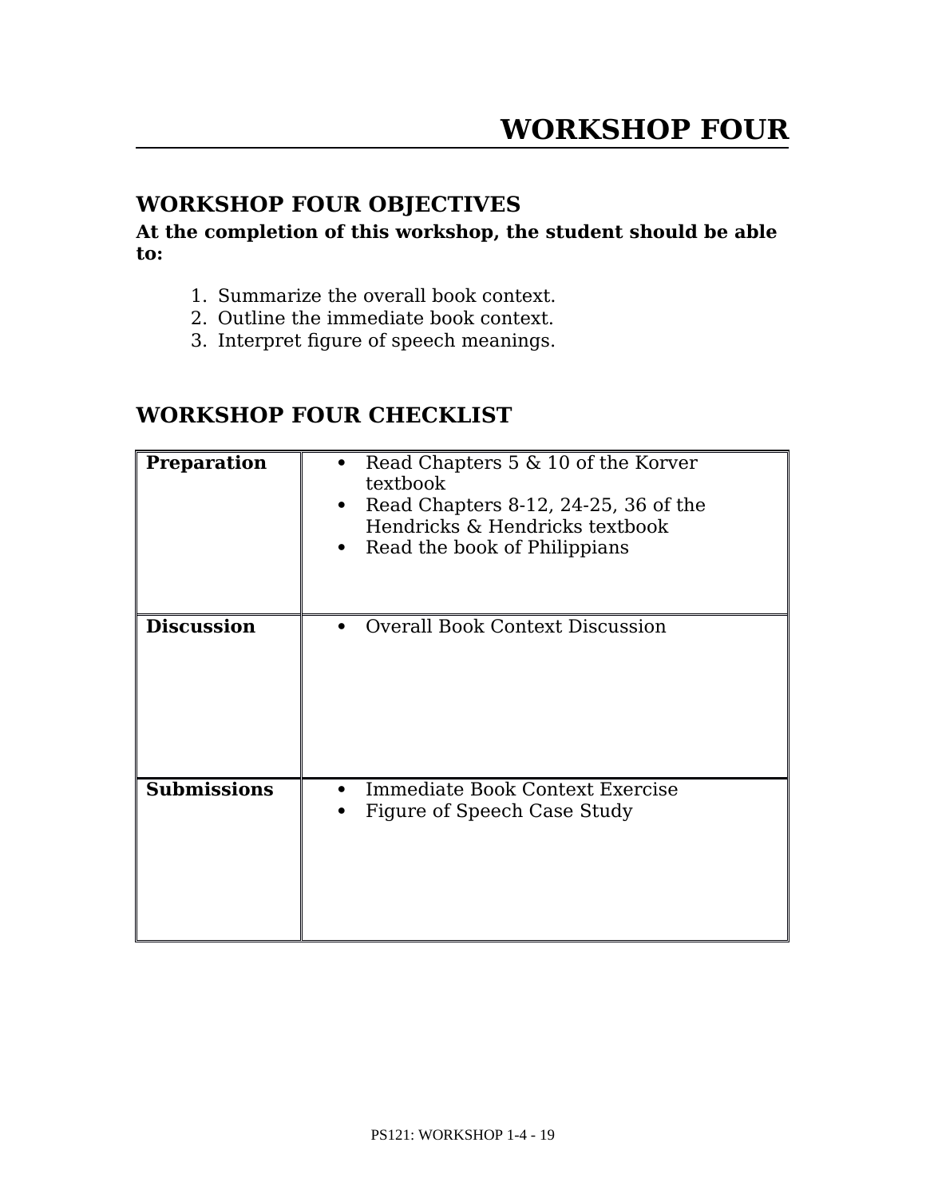# WORKSHOP FOUR

## WORKSHOP FOUR OBJECTIVES

**At the completion of this workshop, the student should be able to:**

1. Summarize the overall book context.
2. Outline the immediate book context.
3. Interpret figure of speech meanings.

## WORKSHOP FOUR CHECKLIST

| | |
|---|---|
| **Preparation** | • Read Chapters 5 & 10 of the Korver textbook<br>• Read Chapters 8-12, 24-25, 36 of the Hendricks & Hendricks textbook<br>• Read the book of Philippians |
| **Discussion** | • Overall Book Context Discussion |
| **Submissions** | • Immediate Book Context Exercise<br>• Figure of Speech Case Study |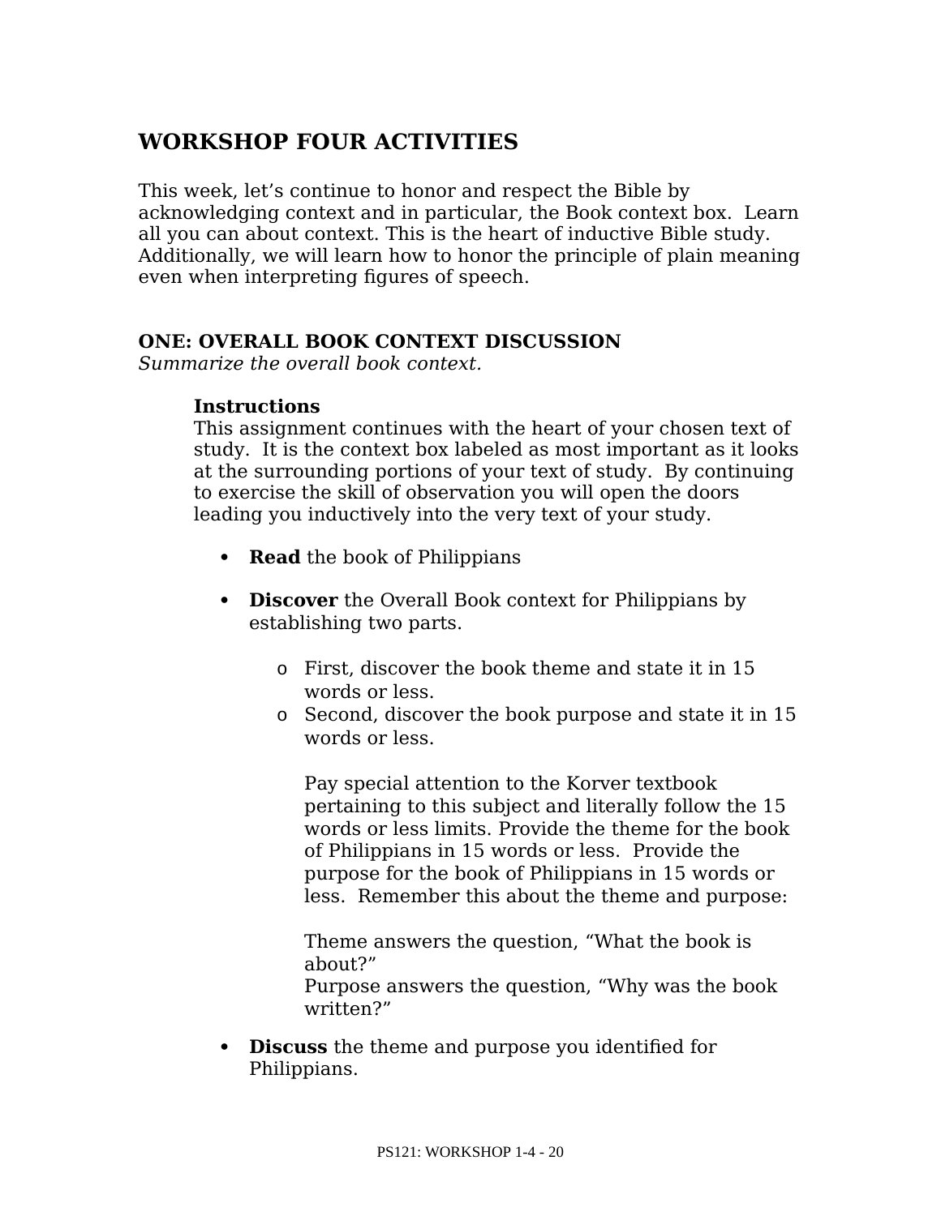# WORKSHOP FOUR ACTIVITIES

This week, let's continue to honor and respect the Bible by acknowledging context and in particular, the Book context box. Learn all you can about context. This is the heart of inductive Bible study. Additionally, we will learn how to honor the principle of plain meaning even when interpreting figures of speech.

## ONE: OVERALL BOOK CONTEXT DISCUSSION

*Summarize the overall book context.*

**Instructions**

This assignment continues with the heart of your chosen text of study. It is the context box labeled as most important as it looks at the surrounding portions of your text of study. By continuing to exercise the skill of observation you will open the doors leading you inductively into the very text of your study.

- **Read** the book of Philippians
- **Discover** the Overall Book context for Philippians by establishing two parts.
  - First, discover the book theme and state it in 15 words or less.
  - Second, discover the book purpose and state it in 15 words or less.

    Pay special attention to the Korver textbook pertaining to this subject and literally follow the 15 words or less limits. Provide the theme for the book of Philippians in 15 words or less. Provide the purpose for the book of Philippians in 15 words or less. Remember this about the theme and purpose:

    Theme answers the question, "What the book is about?"
    Purpose answers the question, "Why was the book written?"
- **Discuss** the theme and purpose you identified for Philippians.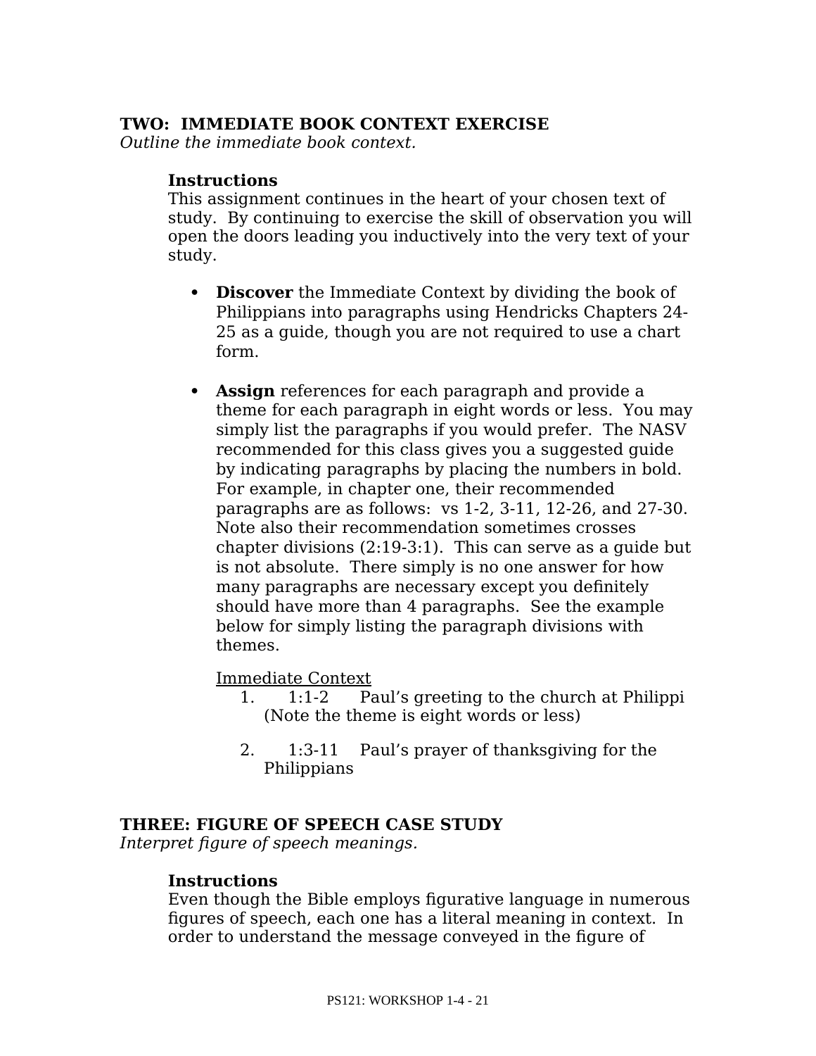**TWO: IMMEDIATE BOOK CONTEXT EXERCISE**
*Outline the immediate book context.*

**Instructions**
This assignment continues in the heart of your chosen text of study. By continuing to exercise the skill of observation you will open the doors leading you inductively into the very text of your study.

- **Discover** the Immediate Context by dividing the book of Philippians into paragraphs using Hendricks Chapters 24-25 as a guide, though you are not required to use a chart form.

- **Assign** references for each paragraph and provide a theme for each paragraph in eight words or less. You may simply list the paragraphs if you would prefer. The NASV recommended for this class gives you a suggested guide by indicating paragraphs by placing the numbers in bold. For example, in chapter one, their recommended paragraphs are as follows: vs 1-2, 3-11, 12-26, and 27-30. Note also their recommendation sometimes crosses chapter divisions (2:19-3:1). This can serve as a guide but is not absolute. There simply is no one answer for how many paragraphs are necessary except you definitely should have more than 4 paragraphs. See the example below for simply listing the paragraph divisions with themes.

  Immediate Context

  1. 1:1-2 Paul's greeting to the church at Philippi (Note the theme is eight words or less)

  2. 1:3-11 Paul's prayer of thanksgiving for the Philippians

**THREE: FIGURE OF SPEECH CASE STUDY**
*Interpret figure of speech meanings.*

**Instructions**
Even though the Bible employs figurative language in numerous figures of speech, each one has a literal meaning in context. In order to understand the message conveyed in the figure of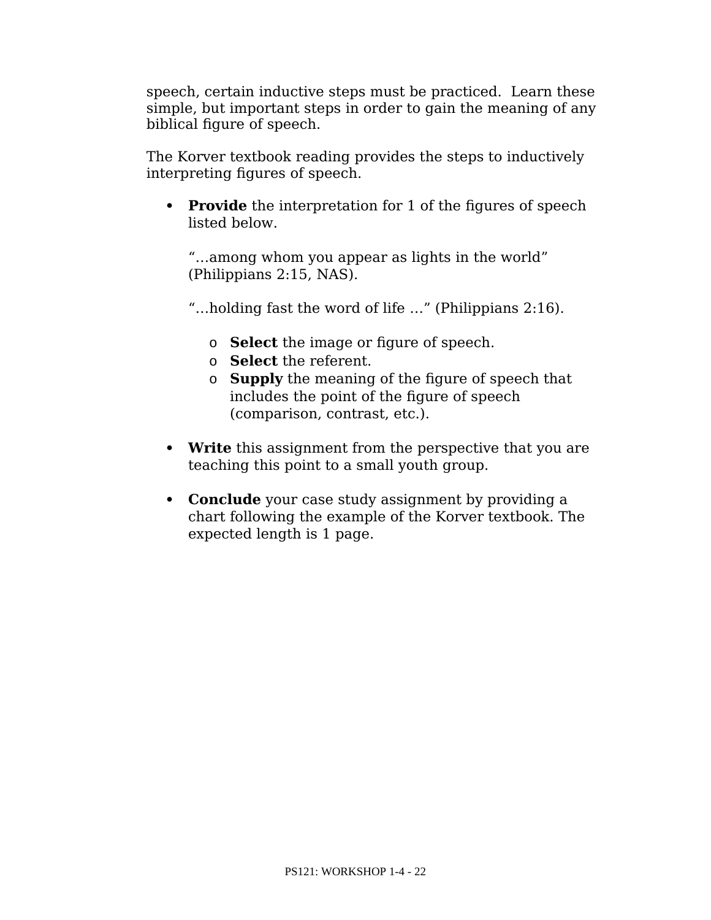speech, certain inductive steps must be practiced. Learn these simple, but important steps in order to gain the meaning of any biblical figure of speech.

The Korver textbook reading provides the steps to inductively interpreting figures of speech.

- **Provide** the interpretation for 1 of the figures of speech listed below.

  "…among whom you appear as lights in the world" (Philippians 2:15, NAS).

  "…holding fast the word of life …" (Philippians 2:16).

  - **Select** the image or figure of speech.
  - **Select** the referent.
  - **Supply** the meaning of the figure of speech that includes the point of the figure of speech (comparison, contrast, etc.).

- **Write** this assignment from the perspective that you are teaching this point to a small youth group.

- **Conclude** your case study assignment by providing a chart following the example of the Korver textbook. The expected length is 1 page.